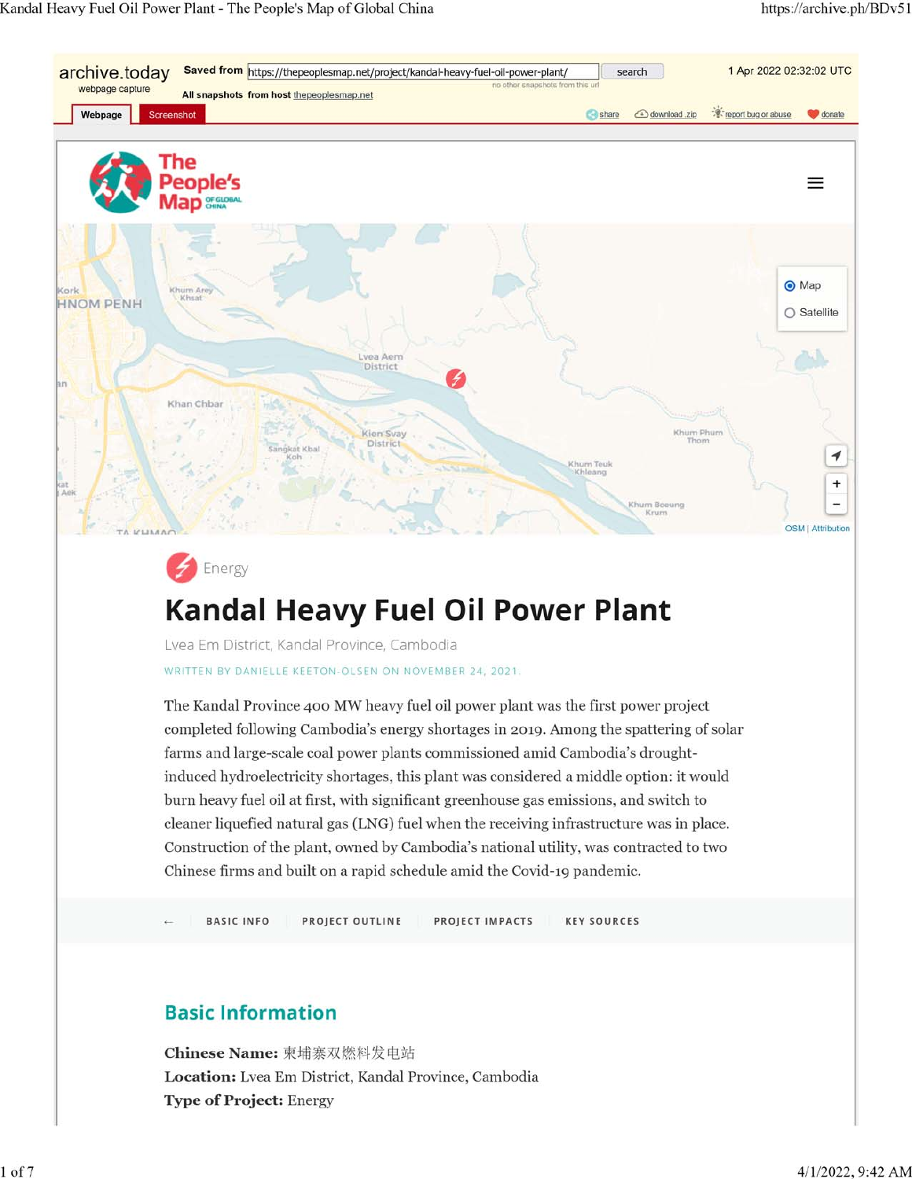archive.today webpage capture | Saved from https://thepeoplesmap.net/project/kandal-heavy-fuel-oil-power-plant/ | 1 Apr 2022 02:32:02 UTC

Energy

# Kandal Heavy Fuel Oil Power Plant

Lvea Em District, Kandal Province, Cambodia

WRITTEN BY DANIELLE KEETON-OLSEN ON NOVEMBER 24, 2021.

The Kandal Province 400 MW heavy fuel oil power plant was the first power project completed following Cambodia's energy shortages in 2019. Among the spattering of solar farms and large-scale coal power plants commissioned amid Cambodia's drought-induced hydroelectricity shortages, this plant was considered a middle option: it would burn heavy fuel oil at first, with significant greenhouse gas emissions, and switch to cleaner liquefied natural gas (LNG) fuel when the receiving infrastructure was in place. Construction of the plant, owned by Cambodia's national utility, was contracted to two Chinese firms and built on a rapid schedule amid the Covid-19 pandemic.

← BASIC INFO | PROJECT OUTLINE | PROJECT IMPACTS | KEY SOURCES

## Basic Information

**Chinese Name:** 柬埔寨双燃料发电站
**Location:** Lvea Em District, Kandal Province, Cambodia
**Type of Project:** Energy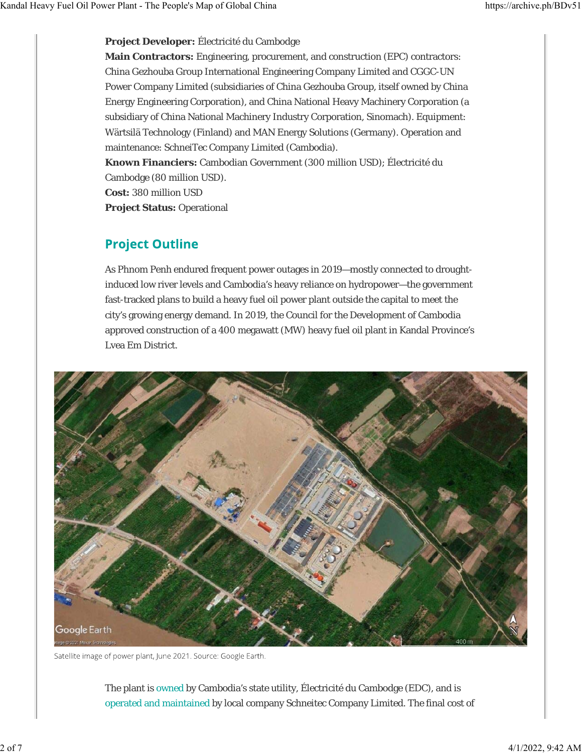**Project Developer:** Électricité du Cambodge
**Main Contractors:** Engineering, procurement, and construction (EPC) contractors: China Gezhouba Group International Engineering Company Limited and CGGC-UN Power Company Limited (subsidiaries of China Gezhouba Group, itself owned by China Energy Engineering Corporation), and China National Heavy Machinery Corporation (a subsidiary of China National Machinery Industry Corporation, Sinomach). Equipment: Wärtsilä Technology (Finland) and MAN Energy Solutions (Germany). Operation and maintenance: SchneiTec Company Limited (Cambodia).
**Known Financiers:** Cambodian Government (300 million USD); Électricité du Cambodge (80 million USD).
**Cost:** 380 million USD
**Project Status:** Operational

## Project Outline

As Phnom Penh endured frequent power outages in 2019—mostly connected to drought-induced low river levels and Cambodia's heavy reliance on hydropower—the government fast-tracked plans to build a heavy fuel oil power plant outside the capital to meet the city's growing energy demand. In 2019, the Council for the Development of Cambodia approved construction of a 400 megawatt (MW) heavy fuel oil plant in Kandal Province's Lvea Em District.

Satellite image of power plant, June 2021. Source: Google Earth.

The plant is owned by Cambodia's state utility, Électricité du Cambodge (EDC), and is operated and maintained by local company Schneitec Company Limited. The final cost of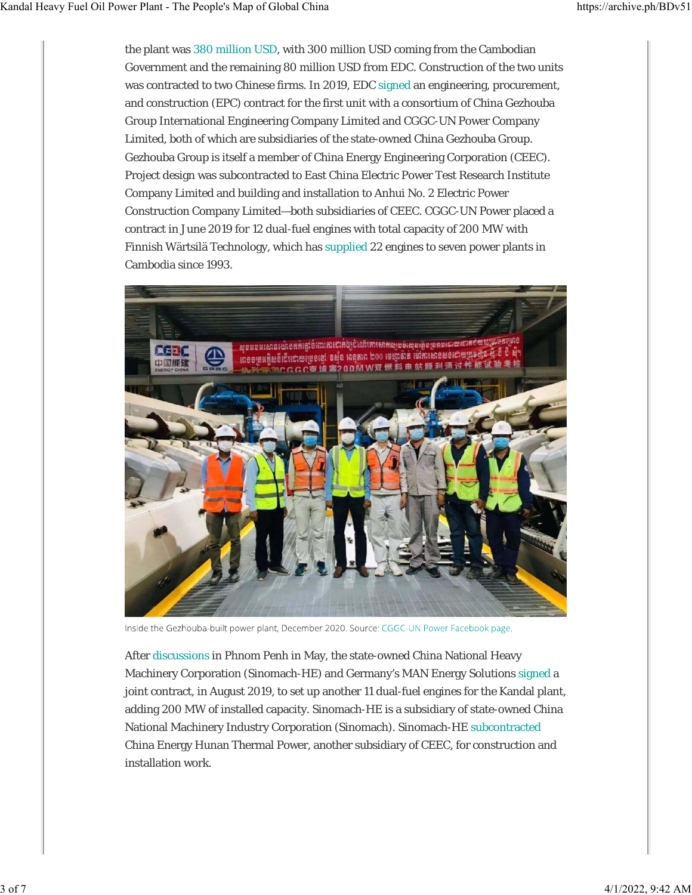the plant was 380 million USD, with 300 million USD coming from the Cambodian Government and the remaining 80 million USD from EDC. Construction of the two units was contracted to two Chinese firms. In 2019, EDC signed an engineering, procurement, and construction (EPC) contract for the first unit with a consortium of China Gezhouba Group International Engineering Company Limited and CGGC-UN Power Company Limited, both of which are subsidiaries of the state-owned China Gezhouba Group. Gezhouba Group is itself a member of China Energy Engineering Corporation (CEEC). Project design was subcontracted to East China Electric Power Test Research Institute Company Limited and building and installation to Anhui No. 2 Electric Power Construction Company Limited—both subsidiaries of CEEC. CGGC-UN Power placed a contract in June 2019 for 12 dual-fuel engines with total capacity of 200 MW with Finnish Wärtsilä Technology, which has supplied 22 engines to seven power plants in Cambodia since 1993.

Inside the Gezhouba-built power plant, December 2020. Source: CGGC-UN Power Facebook page.

After discussions in Phnom Penh in May, the state-owned China National Heavy Machinery Corporation (Sinomach-HE) and Germany's MAN Energy Solutions signed a joint contract, in August 2019, to set up another 11 dual-fuel engines for the Kandal plant, adding 200 MW of installed capacity. Sinomach-HE is a subsidiary of state-owned China National Machinery Industry Corporation (Sinomach). Sinomach-HE subcontracted China Energy Hunan Thermal Power, another subsidiary of CEEC, for construction and installation work.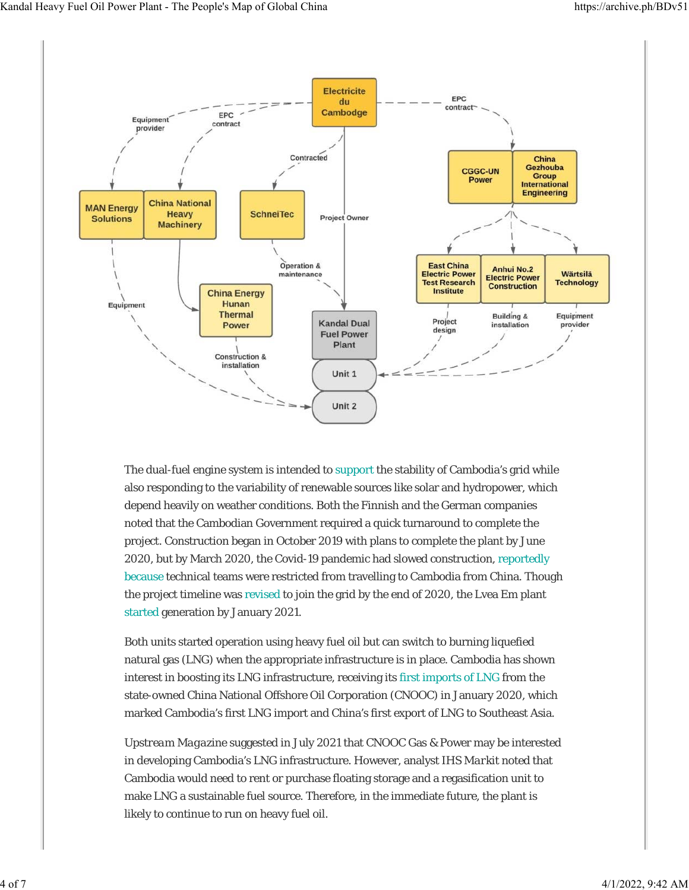The dual-fuel engine system is intended to support the stability of Cambodia's grid while also responding to the variability of renewable sources like solar and hydropower, which depend heavily on weather conditions. Both the Finnish and the German companies noted that the Cambodian Government required a quick turnaround to complete the project. Construction began in October 2019 with plans to complete the plant by June 2020, but by March 2020, the Covid-19 pandemic had slowed construction, reportedly because technical teams were restricted from travelling to Cambodia from China. Though the project timeline was revised to join the grid by the end of 2020, the Lvea Em plant started generation by January 2021.

Both units started operation using heavy fuel oil but can switch to burning liquefied natural gas (LNG) when the appropriate infrastructure is in place. Cambodia has shown interest in boosting its LNG infrastructure, receiving its first imports of LNG from the state-owned China National Offshore Oil Corporation (CNOOC) in January 2020, which marked Cambodia's first LNG import and China's first export of LNG to Southeast Asia.

*Upstream Magazine* suggested in July 2021 that CNOOC Gas & Power may be interested in developing Cambodia's LNG infrastructure. However, analyst IHS Markit noted that Cambodia would need to rent or purchase floating storage and a regasification unit to make LNG a sustainable fuel source. Therefore, in the immediate future, the plant is likely to continue to run on heavy fuel oil.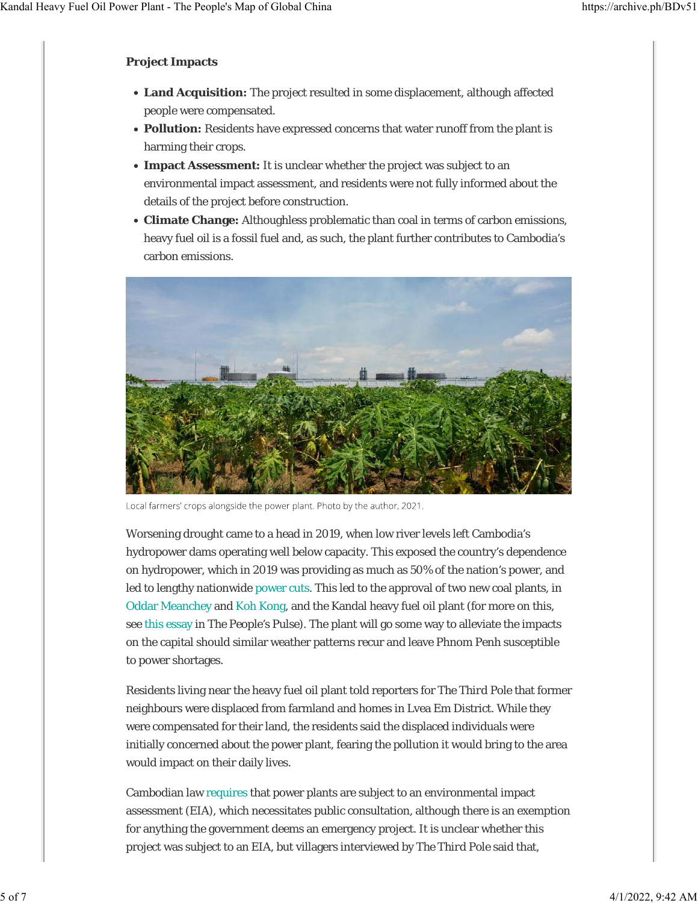### Project Impacts

- **Land Acquisition:** The project resulted in some displacement, although affected people were compensated.
- **Pollution:** Residents have expressed concerns that water runoff from the plant is harming their crops.
- **Impact Assessment:** It is unclear whether the project was subject to an environmental impact assessment, and residents were not fully informed about the details of the project before construction.
- **Climate Change:** Althoughless problematic than coal in terms of carbon emissions, heavy fuel oil is a fossil fuel and, as such, the plant further contributes to Cambodia's carbon emissions.

Local farmers' crops alongside the power plant. Photo by the author, 2021.

Worsening drought came to a head in 2019, when low river levels left Cambodia's hydropower dams operating well below capacity. This exposed the country's dependence on hydropower, which in 2019 was providing as much as 50% of the nation's power, and led to lengthy nationwide power cuts. This led to the approval of two new coal plants, in Oddar Meanchey and Koh Kong, and the Kandal heavy fuel oil plant (for more on this, see this essay in The People's Pulse). The plant will go some way to alleviate the impacts on the capital should similar weather patterns recur and leave Phnom Penh susceptible to power shortages.

Residents living near the heavy fuel oil plant told reporters for The Third Pole that former neighbours were displaced from farmland and homes in Lvea Em District. While they were compensated for their land, the residents said the displaced individuals were initially concerned about the power plant, fearing the pollution it would bring to the area would impact on their daily lives.

Cambodian law requires that power plants are subject to an environmental impact assessment (EIA), which necessitates public consultation, although there is an exemption for anything the government deems an emergency project. It is unclear whether this project was subject to an EIA, but villagers interviewed by The Third Pole said that,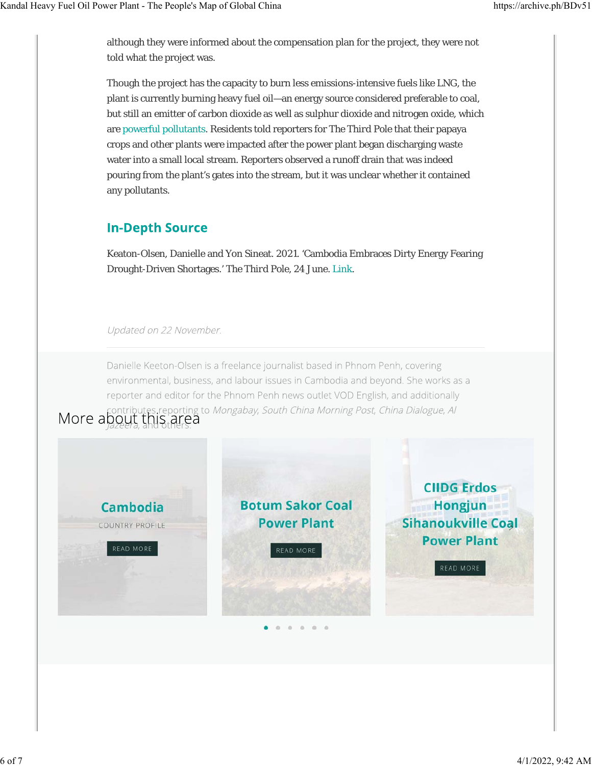although they were informed about the compensation plan for the project, they were not told what the project was.

Though the project has the capacity to burn less emissions-intensive fuels like LNG, the plant is currently burning heavy fuel oil—an energy source considered preferable to coal, but still an emitter of carbon dioxide as well as sulphur dioxide and nitrogen oxide, which are powerful pollutants. Residents told reporters for The Third Pole that their papaya crops and other plants were impacted after the power plant began discharging waste water into a small local stream. Reporters observed a runoff drain that was indeed pouring from the plant's gates into the stream, but it was unclear whether it contained any pollutants.

## In-Depth Source

Keaton-Olsen, Danielle and Yon Sineat. 2021. 'Cambodia Embraces Dirty Energy Fearing Drought-Driven Shortages.' The Third Pole, 24 June. Link.

*Updated on 22 November.*

Danielle Keeton-Olsen is a freelance journalist based in Phnom Penh, covering environmental, business, and labour issues in Cambodia and beyond. She works as a reporter and editor for the Phnom Penh news outlet VOD English, and additionally contributes reporting to *Mongabay, South China Morning Post, China Dialogue, Al Jazeera*, and others.

More about this area

**Cambodia**
COUNTRY PROFILE
READ MORE

**Botum Sakor Coal Power Plant**
READ MORE

**CIIDG Erdos Hongjun Sihanoukville Coal Power Plant**
READ MORE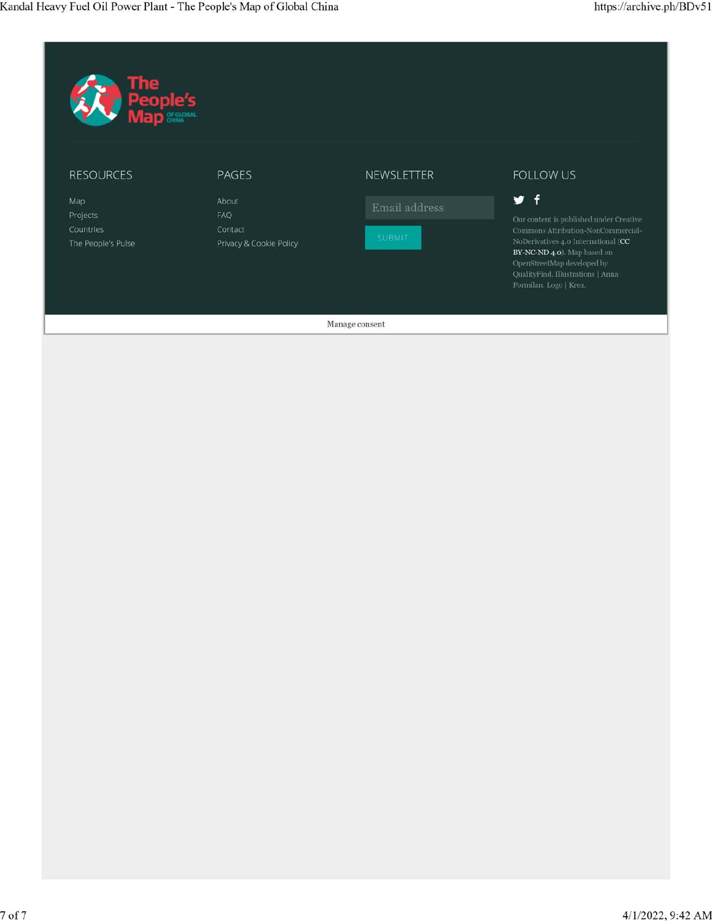The People's Map OF GLOBAL CHINA

## RESOURCES

- Map
- Projects
- Countries
- The People's Pulse

## PAGES

- About
- FAQ
- Contact
- Privacy & Cookie Policy

## NEWSLETTER

Email address

SUBMIT

## FOLLOW US

Our content is published under Creative Commons Attribution-NonCommercial-NoDerivatives 4.0 International (**CC BY-NC-ND 4.0**). Map based on OpenStreetMap developed by QualityFind. Illustrations | Anna Formilan. Logo | Krea.

Manage consent